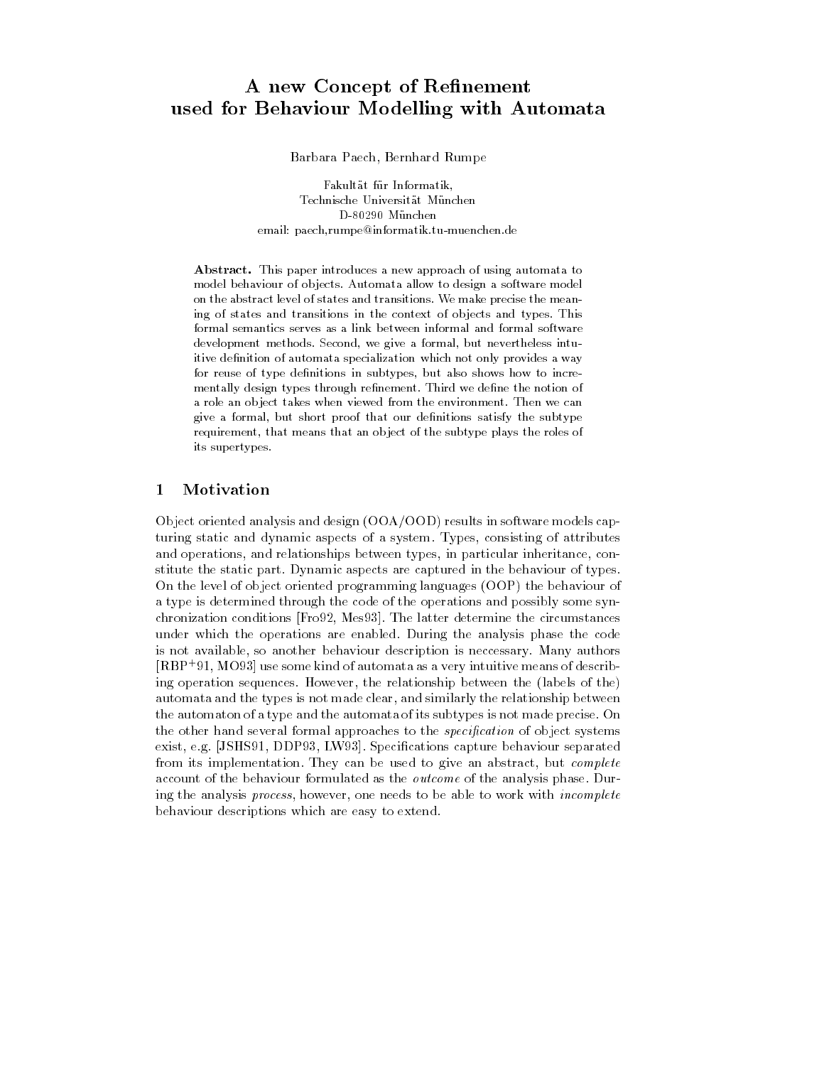# A new Concept of Refinement used for Behaviour Modelling with Automata

Barbara Paech, Bernhard Rumpe

Fakultät für Informatik,
Technische Universität München
D-80290 München
email: paech,rumpe@informatik.tu-muenchen.de

**Abstract.** This paper introduces a new approach of using automata to model behaviour of objects. Automata allow to design a software model on the abstract level of states and transitions. We make precise the meaning of states and transitions in the context of objects and types. This formal semantics serves as a link between informal and formal software development methods. Second, we give a formal, but nevertheless intuitive definition of automata specialization which not only provides a way for reuse of type definitions in subtypes, but also shows how to incrementally design types through refinement. Third we define the notion of a role an object takes when viewed from the environment. Then we can give a formal, but short proof that our definitions satisfy the subtype requirement, that means that an object of the subtype plays the roles of its supertypes.

## 1 Motivation

Object oriented analysis and design (OOA/OOD) results in software models capturing static and dynamic aspects of a system. Types, consisting of attributes and operations, and relationships between types, in particular inheritance, constitute the static part. Dynamic aspects are captured in the behaviour of types. On the level of object oriented programming languages (OOP) the behaviour of a type is determined through the code of the operations and possibly some synchronization conditions [Fro92, Mes93]. The latter determine the circumstances under which the operations are enabled. During the analysis phase the code is not available, so another behaviour description is neccessary. Many authors [RBP+91, MO93] use some kind of automata as a very intuitive means of describing operation sequences. However, the relationship between the (labels of the) automata and the types is not made clear, and similarly the relationship between the automaton of a type and the automata of its subtypes is not made precise. On the other hand several formal approaches to the *specification* of object systems exist, e.g. [JSHS91, DDP93, LW93]. Specifications capture behaviour separated from its implementation. They can be used to give an abstract, but *complete* account of the behaviour formulated as the *outcome* of the analysis phase. During the analysis *process*, however, one needs to be able to work with *incomplete* behaviour descriptions which are easy to extend.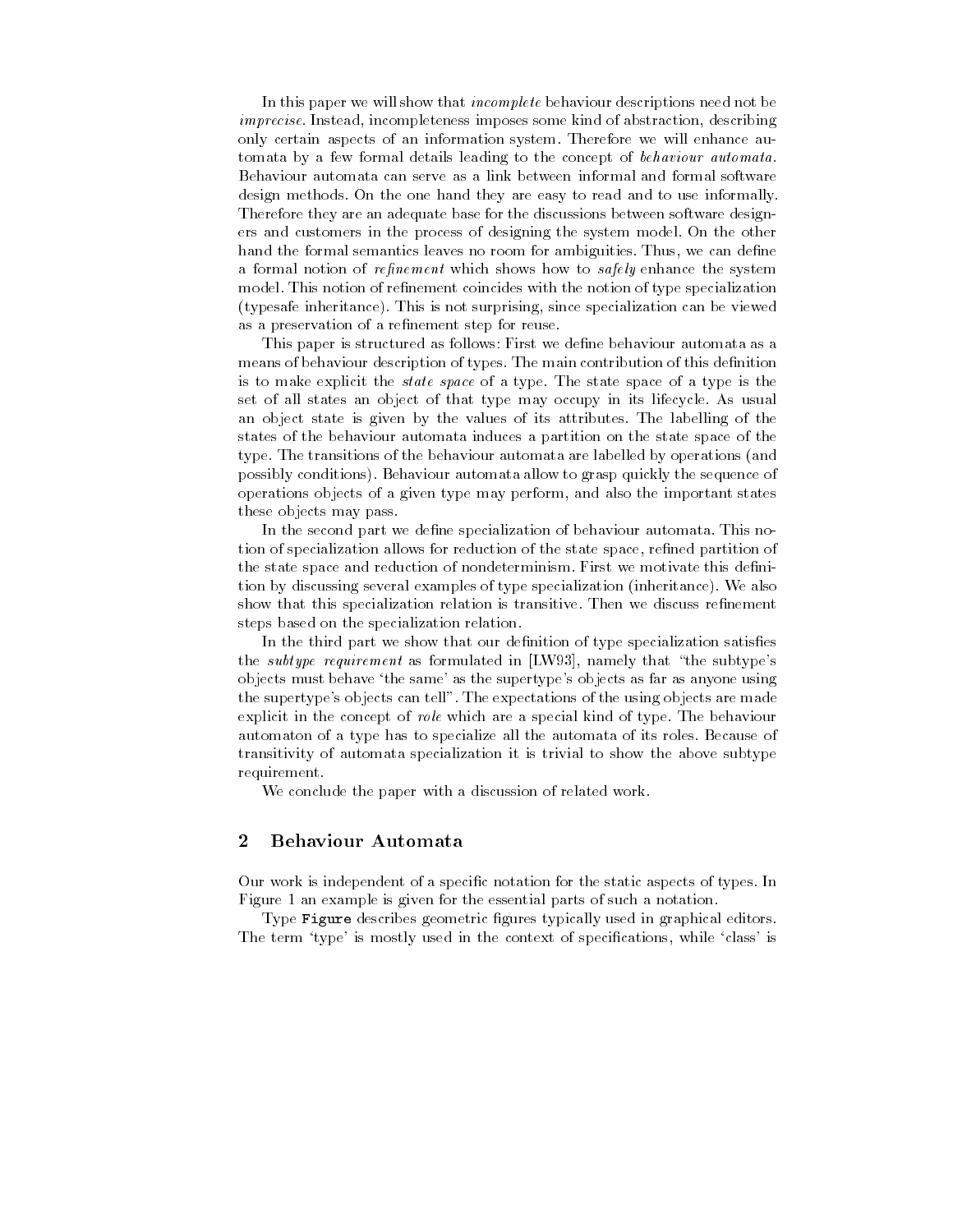In this paper we will show that *incomplete* behaviour descriptions need not be *imprecise*. Instead, incompleteness imposes some kind of abstraction, describing only certain aspects of an information system. Therefore we will enhance automata by a few formal details leading to the concept of *behaviour automata*. Behaviour automata can serve as a link between informal and formal software design methods. On the one hand they are easy to read and to use informally. Therefore they are an adequate base for the discussions between software designers and customers in the process of designing the system model. On the other hand the formal semantics leaves no room for ambiguities. Thus, we can define a formal notion of *refinement* which shows how to *safely* enhance the system model. This notion of refinement coincides with the notion of type specialization (typesafe inheritance). This is not surprising, since specialization can be viewed as a preservation of a refinement step for reuse.

This paper is structured as follows: First we define behaviour automata as a means of behaviour description of types. The main contribution of this definition is to make explicit the *state space* of a type. The state space of a type is the set of all states an object of that type may occupy in its lifecycle. As usual an object state is given by the values of its attributes. The labelling of the states of the behaviour automata induces a partition on the state space of the type. The transitions of the behaviour automata are labelled by operations (and possibly conditions). Behaviour automata allow to grasp quickly the sequence of operations objects of a given type may perform, and also the important states these objects may pass.

In the second part we define specialization of behaviour automata. This notion of specialization allows for reduction of the state space, refined partition of the state space and reduction of nondeterminism. First we motivate this definition by discussing several examples of type specialization (inheritance). We also show that this specialization relation is transitive. Then we discuss refinement steps based on the specialization relation.

In the third part we show that our definition of type specialization satisfies the *subtype requirement* as formulated in [LW93], namely that "the subtype's objects must behave 'the same' as the supertype's objects as far as anyone using the supertype's objects can tell". The expectations of the using objects are made explicit in the concept of *role* which are a special kind of type. The behaviour automaton of a type has to specialize all the automata of its roles. Because of transitivity of automata specialization it is trivial to show the above subtype requirement.

We conclude the paper with a discussion of related work.

## 2 Behaviour Automata

Our work is independent of a specific notation for the static aspects of types. In Figure 1 an example is given for the essential parts of such a notation.

Type `Figure` describes geometric figures typically used in graphical editors. The term 'type' is mostly used in the context of specifications, while 'class' is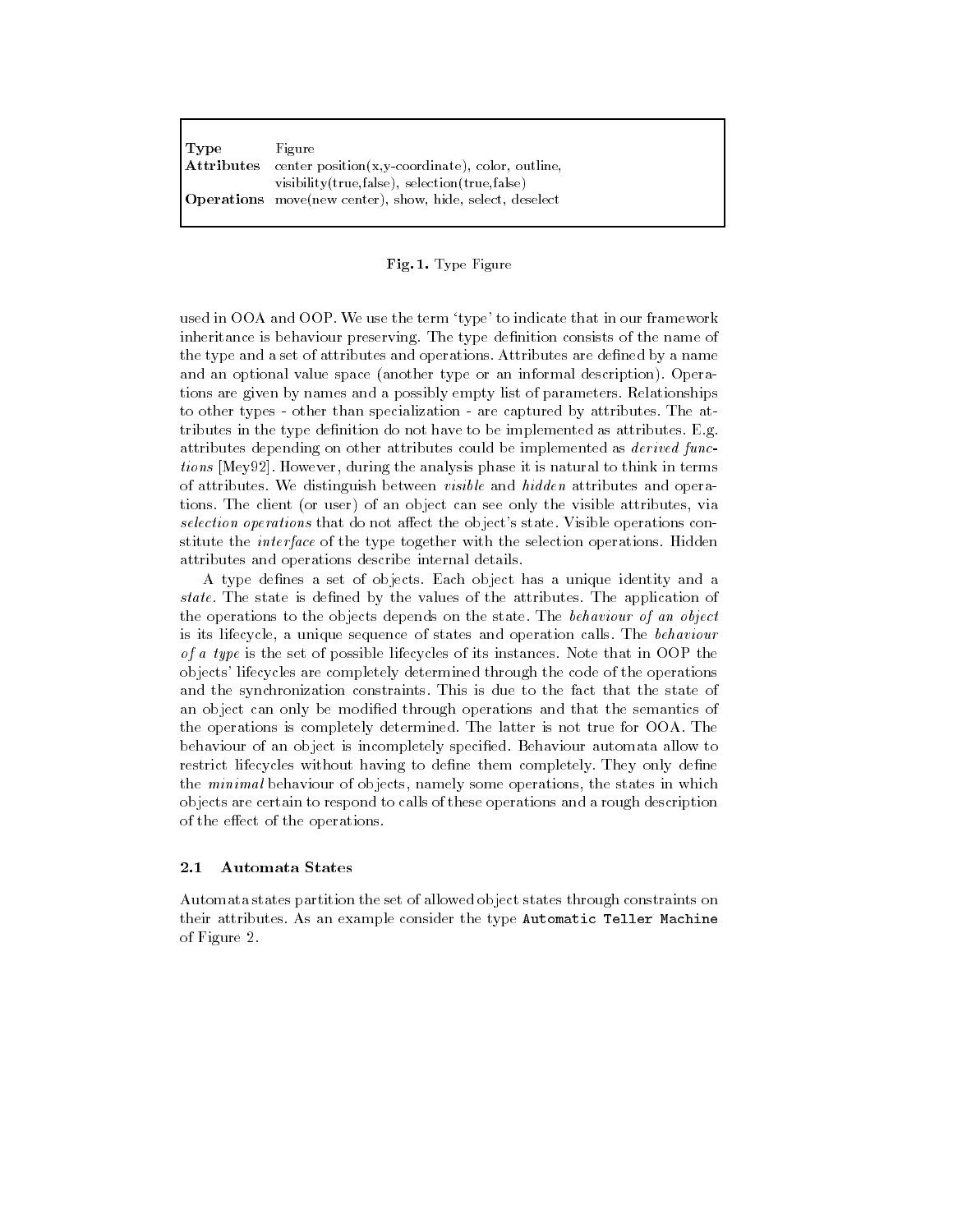| **Type** | Figure |
|---|---|
| **Attributes** | center position(x,y-coordinate), color, outline, visibility(true,false), selection(true,false) |
| **Operations** | move(new center), show, hide, select, deselect |

**Fig. 1.** Type Figure

used in OOA and OOP. We use the term 'type' to indicate that in our framework inheritance is behaviour preserving. The type definition consists of the name of the type and a set of attributes and operations. Attributes are defined by a name and an optional value space (another type or an informal description). Operations are given by names and a possibly empty list of parameters. Relationships to other types - other than specialization - are captured by attributes. The attributes in the type definition do not have to be implemented as attributes. E.g. attributes depending on other attributes could be implemented as *derived functions* [Mey92]. However, during the analysis phase it is natural to think in terms of attributes. We distinguish between *visible* and *hidden* attributes and operations. The client (or user) of an object can see only the visible attributes, via *selection operations* that do not affect the object's state. Visible operations constitute the *interface* of the type together with the selection operations. Hidden attributes and operations describe internal details.

A type defines a set of objects. Each object has a unique identity and a *state*. The state is defined by the values of the attributes. The application of the operations to the objects depends on the state. The *behaviour of an object* is its lifecycle, a unique sequence of states and operation calls. The *behaviour of a type* is the set of possible lifecycles of its instances. Note that in OOP the objects' lifecycles are completely determined through the code of the operations and the synchronization constraints. This is due to the fact that the state of an object can only be modified through operations and that the semantics of the operations is completely determined. The latter is not true for OOA. The behaviour of an object is incompletely specified. Behaviour automata allow to restrict lifecycles without having to define them completely. They only define the *minimal* behaviour of objects, namely some operations, the states in which objects are certain to respond to calls of these operations and a rough description of the effect of the operations.

### 2.1 Automata States

Automata states partition the set of allowed object states through constraints on their attributes. As an example consider the type `Automatic Teller Machine` of Figure 2.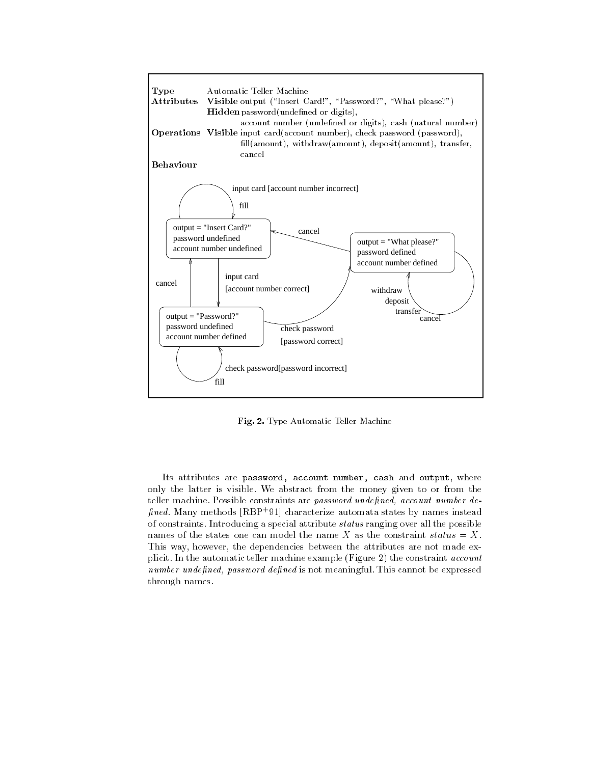**Type** Automatic Teller Machine

**Attributes** **Visible** output ("Insert Card!", "Password?", "What please?")
**Hidden** password(undefined or digits), account number (undefined or digits), cash (natural number)

**Operations** **Visible** input card(account number), check password (password), fill(amount), withdraw(amount), deposit(amount), transfer, cancel

**Behaviour**

**Fig. 2.** Type Automatic Teller Machine

Its attributes are `password, account number, cash` and `output`, where only the latter is visible. We abstract from the money given to or from the teller machine. Possible constraints are *password undefined, account number defined*. Many methods [RBP+91] characterize automata states by names instead of constraints. Introducing a special attribute *status* ranging over all the possible names of the states one can model the name $X$ as the constraint $status = X$. This way, however, the dependencies between the attributes are not made explicit. In the automatic teller machine example (Figure 2) the constraint *account number undefined, password defined* is not meaningful. This cannot be expressed through names.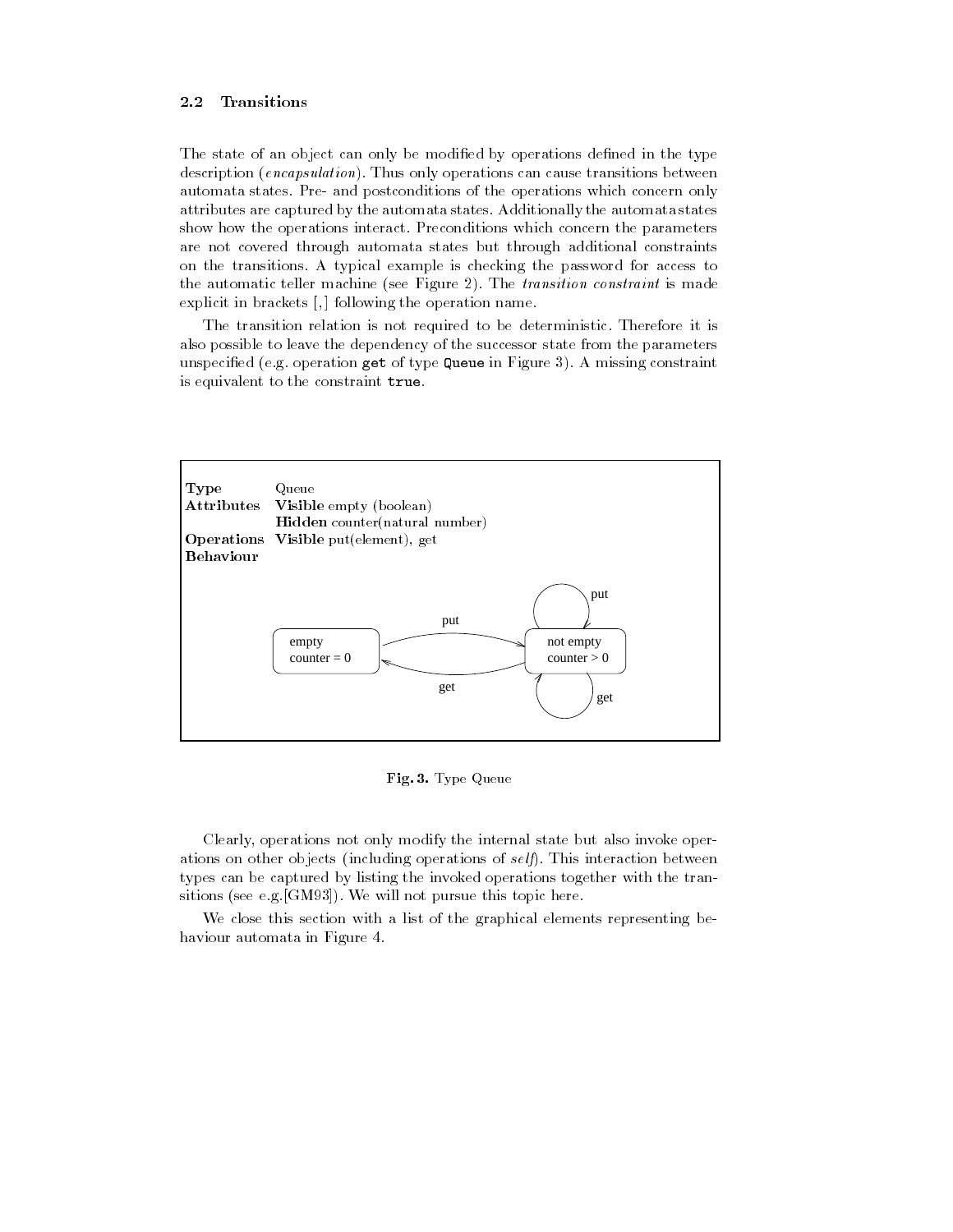### 2.2 Transitions

The state of an object can only be modified by operations defined in the type description (*encapsulation*). Thus only operations can cause transitions between automata states. Pre- and postconditions of the operations which concern only attributes are captured by the automata states. Additionally the automata states show how the operations interact. Preconditions which concern the parameters are not covered through automata states but through additional constraints on the transitions. A typical example is checking the password for access to the automatic teller machine (see Figure 2). The *transition constraint* is made explicit in brackets [,] following the operation name.

The transition relation is not required to be deterministic. Therefore it is also possible to leave the dependency of the successor state from the parameters unspecified (e.g. operation `get` of type `Queue` in Figure 3). A missing constraint is equivalent to the constraint `true`.

| | |
|---|---|
| **Type** | Queue |
| **Attributes** | **Visible** empty (boolean) |
| | **Hidden** counter(natural number) |
| **Operations** | **Visible** put(element), get |
| **Behaviour** | |

States: "empty, counter = 0" and "not empty, counter > 0". Transitions: put (empty → not empty), get (not empty → empty), put (not empty → not empty), get (not empty → not empty).

**Fig. 3.** Type Queue

Clearly, operations not only modify the internal state but also invoke operations on other objects (including operations of *self*). This interaction between types can be captured by listing the invoked operations together with the transitions (see e.g.[GM93]). We will not pursue this topic here.

We close this section with a list of the graphical elements representing behaviour automata in Figure 4.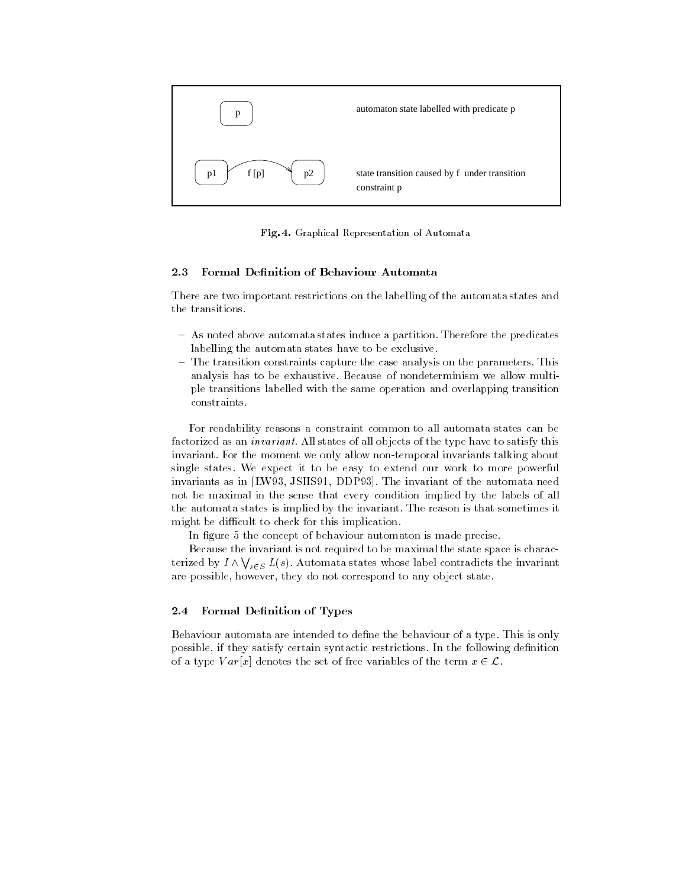| | |
|---|---|
| p | automaton state labelled with predicate p |
| p1 —f [p]→ p2 | state transition caused by f under transition constraint p |

**Fig. 4.** Graphical Representation of Automata

### 2.3 Formal Definition of Behaviour Automata

There are two important restrictions on the labelling of the automata states and the transitions.

- As noted above automata states induce a partition. Therefore the predicates labelling the automata states have to be exclusive.
- The transition constraints capture the case analysis on the parameters. This analysis has to be exhaustive. Because of nondeterminism we allow multiple transitions labelled with the same operation and overlapping transition constraints.

For readability reasons a constraint common to all automata states can be factorized as an *invariant*. All states of all objects of the type have to satisfy this invariant. For the moment we only allow non-temporal invariants talking about single states. We expect it to be easy to extend our work to more powerful invariants as in [LW93, JSHS91, DDP93]. The invariant of the automata need not be maximal in the sense that every condition implied by the labels of all the automata states is implied by the invariant. The reason is that sometimes it might be difficult to check for this implication.

In figure 5 the concept of behaviour automaton is made precise.

Because the invariant is not required to be maximal the state space is characterized by $I \wedge \bigvee_{s \in S} L(s)$. Automata states whose label contradicts the invariant are possible, however, they do not correspond to any object state.

### 2.4 Formal Definition of Types

Behaviour automata are intended to define the behaviour of a type. This is only possible, if they satisfy certain syntactic restrictions. In the following definition of a type $Var[x]$ denotes the set of free variables of the term $x \in \mathcal{L}$.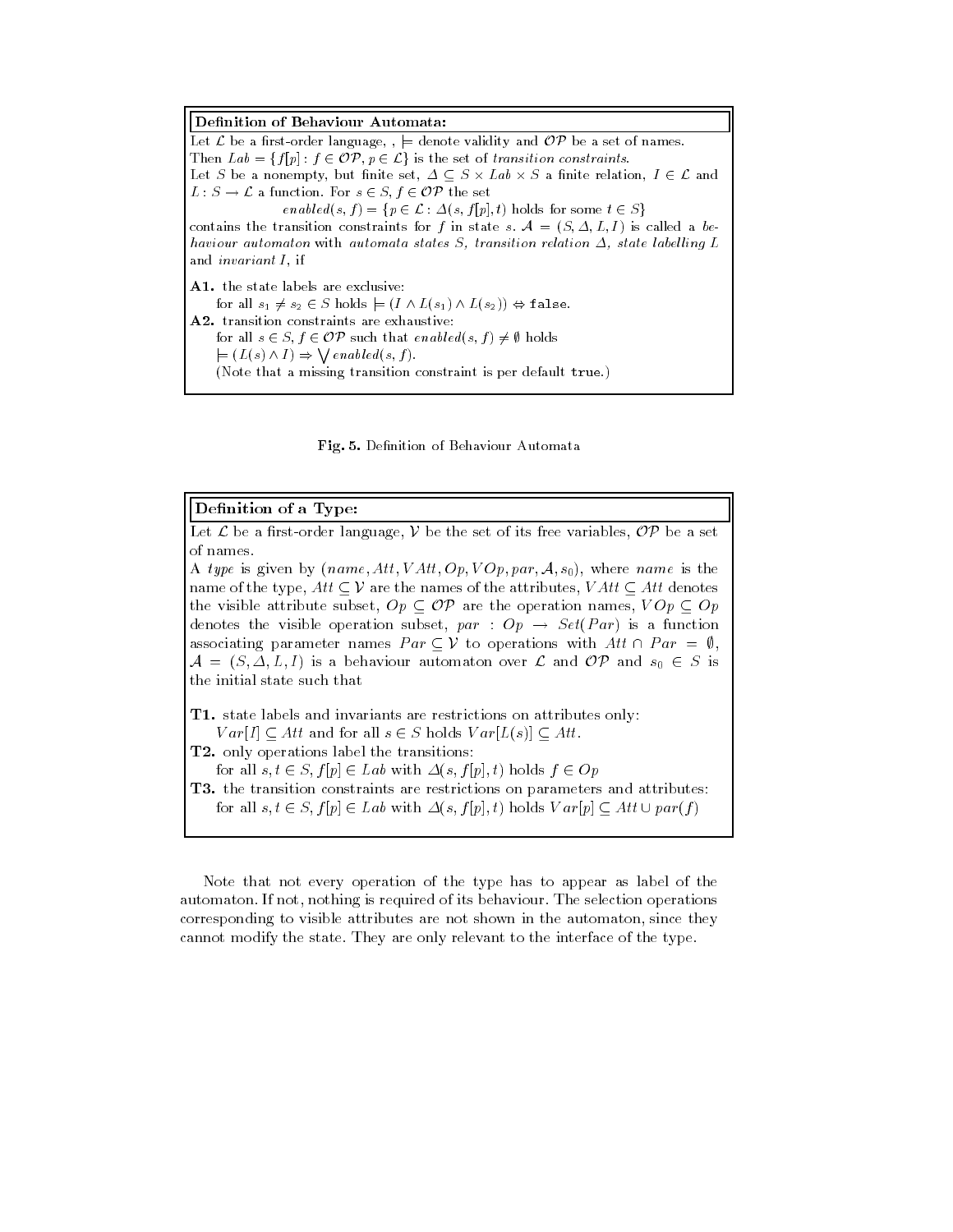**Definition of Behaviour Automata:**

Let $\mathcal{L}$ be a first-order language, , $\models$ denote validity and $\mathcal{OP}$ be a set of names.
Then $Lab = \{f[p] : f \in \mathcal{OP}, p \in \mathcal{L}\}$ is the set of *transition constraints*.
Let $S$ be a nonempty, but finite set, $\Delta \subseteq S \times Lab \times S$ a finite relation, $I \in \mathcal{L}$ and $L : S \rightarrow \mathcal{L}$ a function. For $s \in S$, $f \in \mathcal{OP}$ the set

$$enabled(s, f) = \{p \in \mathcal{L} : \Delta(s, f[p], t) \text{ holds for some } t \in S\}$$

contains the transition constraints for $f$ in state $s$. $\mathcal{A} = (S, \Delta, L, I)$ is called a *behaviour automaton* with *automata states* $S$, *transition relation* $\Delta$, *state labelling* $L$ and *invariant* $I$, if

**A1.** the state labels are exclusive:
for all $s_1 \neq s_2 \in S$ holds $\models (I \wedge L(s_1) \wedge L(s_2)) \Leftrightarrow \texttt{false}$.

**A2.** transition constraints are exhaustive:
for all $s \in S$, $f \in \mathcal{OP}$ such that $enabled(s, f) \neq \emptyset$ holds
$\models (L(s) \wedge I) \Rightarrow \bigvee enabled(s, f)$.
(Note that a missing transition constraint is per default $\texttt{true}$.)

**Fig. 5.** Definition of Behaviour Automata

**Definition of a Type:**

Let $\mathcal{L}$ be a first-order language, $\mathcal{V}$ be the set of its free variables, $\mathcal{OP}$ be a set of names.

A *type* is given by $(name, Att, VAtt, Op, VOp, par, \mathcal{A}, s_0)$, where $name$ is the name of the type, $Att \subseteq \mathcal{V}$ are the names of the attributes, $VAtt \subseteq Att$ denotes the visible attribute subset, $Op \subseteq \mathcal{OP}$ are the operation names, $VOp \subseteq Op$ denotes the visible operation subset, $par : Op \rightarrow Set(Par)$ is a function associating parameter names $Par \subseteq \mathcal{V}$ to operations with $Att \cap Par = \emptyset$, $\mathcal{A} = (S, \Delta, L, I)$ is a behaviour automaton over $\mathcal{L}$ and $\mathcal{OP}$ and $s_0 \in S$ is the initial state such that

**T1.** state labels and invariants are restrictions on attributes only:
$Var[I] \subseteq Att$ and for all $s \in S$ holds $Var[L(s)] \subseteq Att$.

**T2.** only operations label the transitions:
for all $s, t \in S$, $f[p] \in Lab$ with $\Delta(s, f[p], t)$ holds $f \in Op$

**T3.** the transition constraints are restrictions on parameters and attributes:
for all $s, t \in S$, $f[p] \in Lab$ with $\Delta(s, f[p], t)$ holds $Var[p] \subseteq Att \cup par(f)$

Note that not every operation of the type has to appear as label of the automaton. If not, nothing is required of its behaviour. The selection operations corresponding to visible attributes are not shown in the automaton, since they cannot modify the state. They are only relevant to the interface of the type.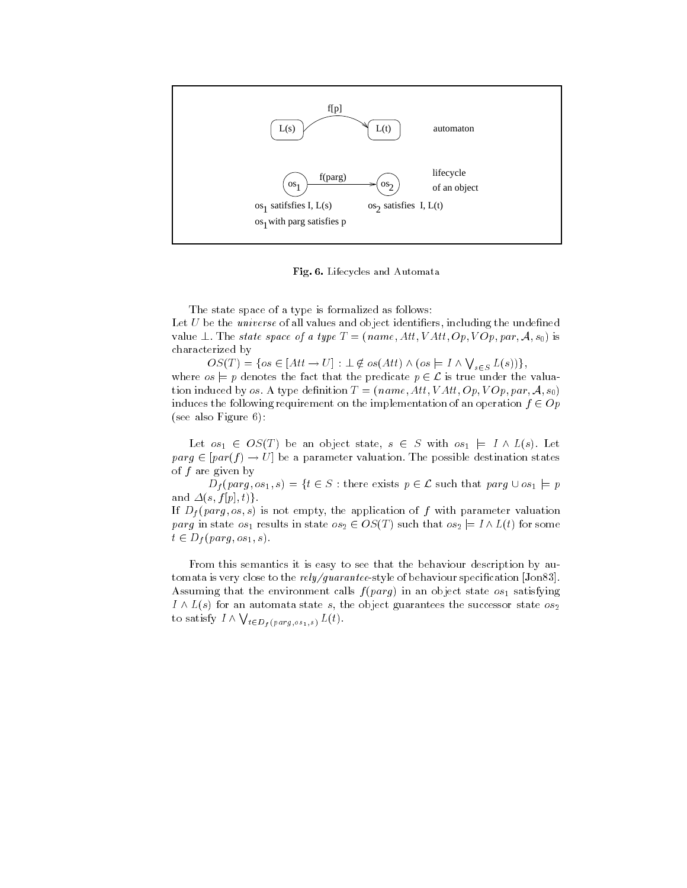Fig. 6. Lifecycles and Automata

The state space of a type is formalized as follows:
Let $U$ be the *universe* of all values and object identifiers, including the undefined value $\perp$. The *state space of a type* $T = (name, Att, VAtt, Op, VOp, par, \mathcal{A}, s_0)$ is characterized by

$$OS(T) = \{os \in [Att \to U] : \perp \notin os(Att) \wedge (os \models I \wedge \bigvee_{s \in S} L(s))\},$$

where $os \models p$ denotes the fact that the predicate $p \in \mathcal{L}$ is true under the valuation induced by $os$. A type definition $T = (name, Att, VAtt, Op, VOp, par, \mathcal{A}, s_0)$ induces the following requirement on the implementation of an operation $f \in Op$ (see also Figure 6):

Let $os_1 \in OS(T)$ be an object state, $s \in S$ with $os_1 \models I \wedge L(s)$. Let $parg \in [par(f) \to U]$ be a parameter valuation. The possible destination states of $f$ are given by

$$D_f(parg, os_1, s) = \{t \in S : \text{there exists } p \in \mathcal{L} \text{ such that } parg \cup os_1 \models p \text{ and } \Delta(s, f[p], t)\}.$$

If $D_f(parg, os, s)$ is not empty, the application of $f$ with parameter valuation $parg$ in state $os_1$ results in state $os_2 \in OS(T)$ such that $os_2 \models I \wedge L(t)$ for some $t \in D_f(parg, os_1, s)$.

From this semantics it is easy to see that the behaviour description by automata is very close to the *rely/guarantee*-style of behaviour specification [Jon83]. Assuming that the environment calls $f(parg)$ in an object state $os_1$ satisfying $I \wedge L(s)$ for an automata state $s$, the object guarantees the successor state $os_2$ to satisfy $I \wedge \bigvee_{t \in D_f(parg, os_1, s)} L(t)$.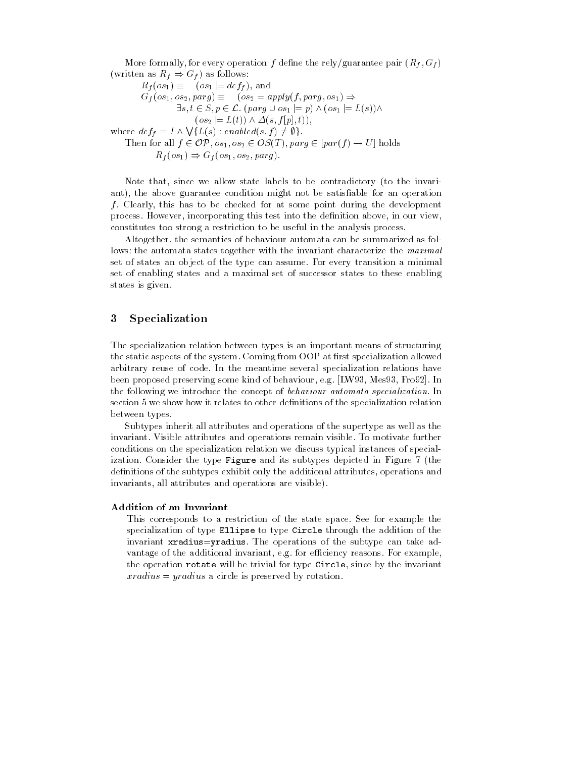More formally, for every operation $f$ define the rely/guarantee pair $(R_f, G_f)$ (written as $R_f \Rightarrow G_f$) as follows:

$$R_f(os_1) \equiv \quad (os_1 \models def_f), \text{ and}$$

$$G_f(os_1, os_2, parg) \equiv \quad (os_2 = apply(f, parg, os_1) \Rightarrow \exists s, t \in S, p \in \mathcal{L}.\ (parg \cup os_1 \models p) \wedge (os_1 \models L(s)) \wedge (os_2 \models L(t)) \wedge \Delta(s, f[p], t)),$$

where $def_f = I \wedge \bigvee \{L(s) : enabled(s, f) \neq \emptyset\}$.

Then for all $f \in \mathcal{OP}, os_1, os_2 \in OS(T), parg \in [par(f) \rightarrow U]$ holds

$$R_f(os_1) \Rightarrow G_f(os_1, os_2, parg).$$

Note that, since we allow state labels to be contradictory (to the invariant), the above guarantee condition might not be satisfiable for an operation $f$. Clearly, this has to be checked for at some point during the development process. However, incorporating this test into the definition above, in our view, constitutes too strong a restriction to be useful in the analysis process.

Altogether, the semantics of behaviour automata can be summarized as follows: the automata states together with the invariant characterize the *maximal* set of states an object of the type can assume. For every transition a minimal set of enabling states and a maximal set of successor states to these enabling states is given.

## 3 Specialization

The specialization relation between types is an important means of structuring the static aspects of the system. Coming from OOP at first specialization allowed arbitrary reuse of code. In the meantime several specialization relations have been proposed preserving some kind of behaviour, e.g. [LW93, Mes93, Fro92]. In the following we introduce the concept of *behaviour automata specialization*. In section 5 we show how it relates to other definitions of the specialization relation between types.

Subtypes inherit all attributes and operations of the supertype as well as the invariant. Visible attributes and operations remain visible. To motivate further conditions on the specialization relation we discuss typical instances of specialization. Consider the type `Figure` and its subtypes depicted in Figure 7 (the definitions of the subtypes exhibit only the additional attributes, operations and invariants, all attributes and operations are visible).

**Addition of an Invariant**

This corresponds to a restriction of the state space. See for example the specialization of type `Ellipse` to type `Circle` through the addition of the invariant `xradius=yradius`. The operations of the subtype can take advantage of the additional invariant, e.g. for efficiency reasons. For example, the operation `rotate` will be trivial for type `Circle`, since by the invariant $xradius = yradius$ a circle is preserved by rotation.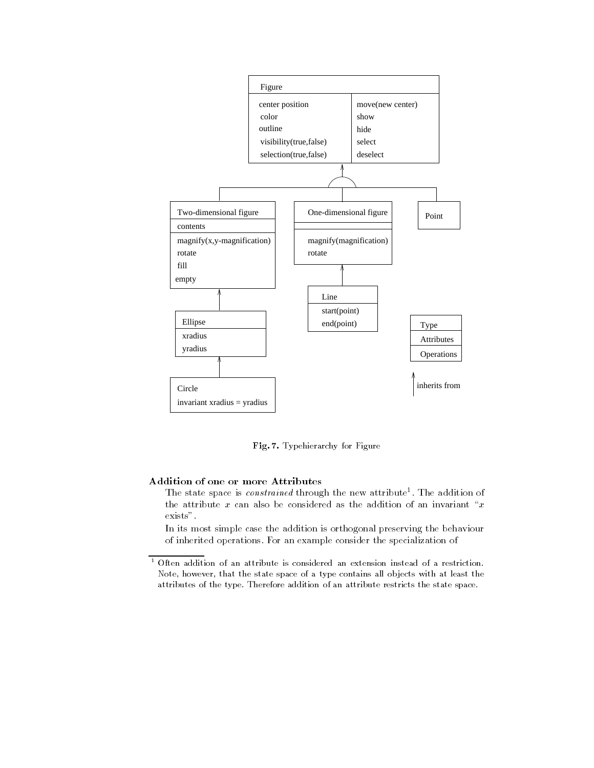Fig. 7. Typehierarchy for Figure

**Addition of one or more Attributes**

The state space is *constrained* through the new attribute[1]. The addition of the attribute $x$ can also be considered as the addition of an invariant "$x$ exists".

In its most simple case the addition is orthogonal preserving the behaviour of inherited operations. For an example consider the specialization of

[1] Often addition of an attribute is considered an extension instead of a restriction. Note, however, that the state space of a type contains all objects with at least the attributes of the type. Therefore addition of an attribute restricts the state space.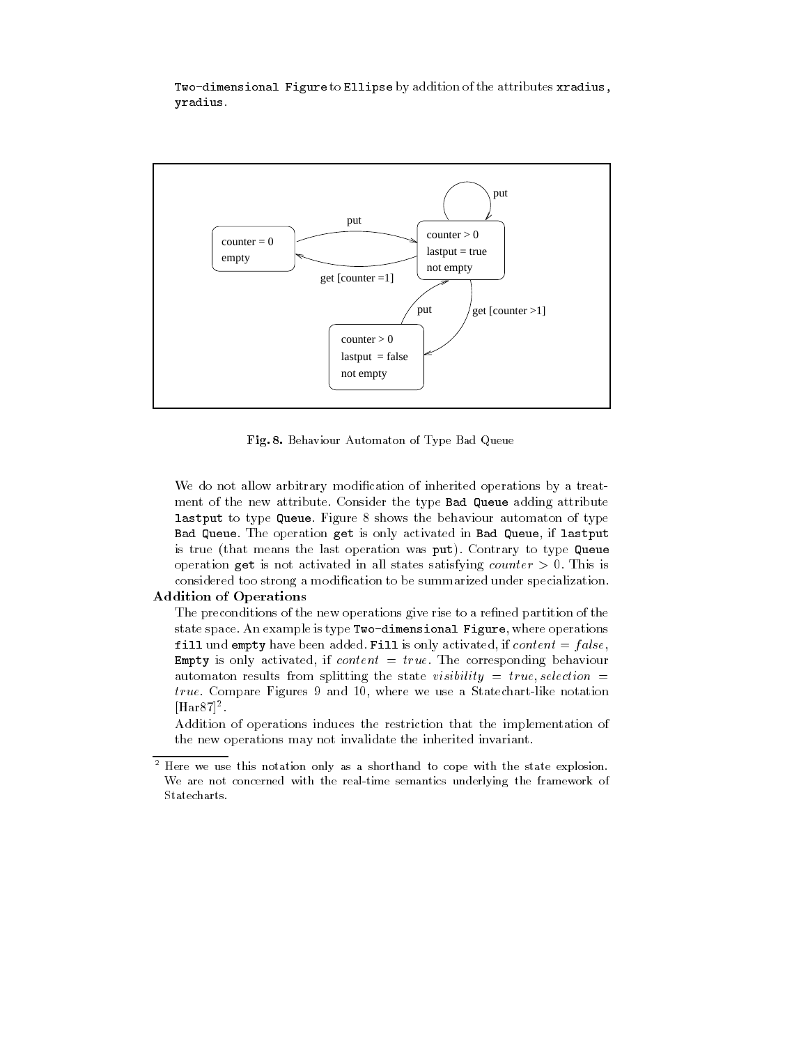`Two-dimensional Figure` to `Ellipse` by addition of the attributes `xradius`, `yradius`.

**Fig. 8.** Behaviour Automaton of Type Bad Queue

We do not allow arbitrary modification of inherited operations by a treatment of the new attribute. Consider the type `Bad Queue` adding attribute `lastput` to type `Queue`. Figure 8 shows the behaviour automaton of type `Bad Queue`. The operation `get` is only activated in `Bad Queue`, if `lastput` is true (that means the last operation was `put`). Contrary to type `Queue` operation `get` is not activated in all states satisfying $counter > 0$. This is considered too strong a modification to be summarized under specialization.

**Addition of Operations**

The preconditions of the new operations give rise to a refined partition of the state space. An example is type `Two-dimensional Figure`, where operations `fill` und `empty` have been added. `Fill` is only activated, if $content = false$, `Empty` is only activated, if $content = true$. The corresponding behaviour automaton results from splitting the state $visibility = true, selection = true$. Compare Figures 9 and 10, where we use a Statechart-like notation [Har87][2].

Addition of operations induces the restriction that the implementation of the new operations may not invalidate the inherited invariant.

[2] Here we use this notation only as a shorthand to cope with the state explosion. We are not concerned with the real-time semantics underlying the framework of Statecharts.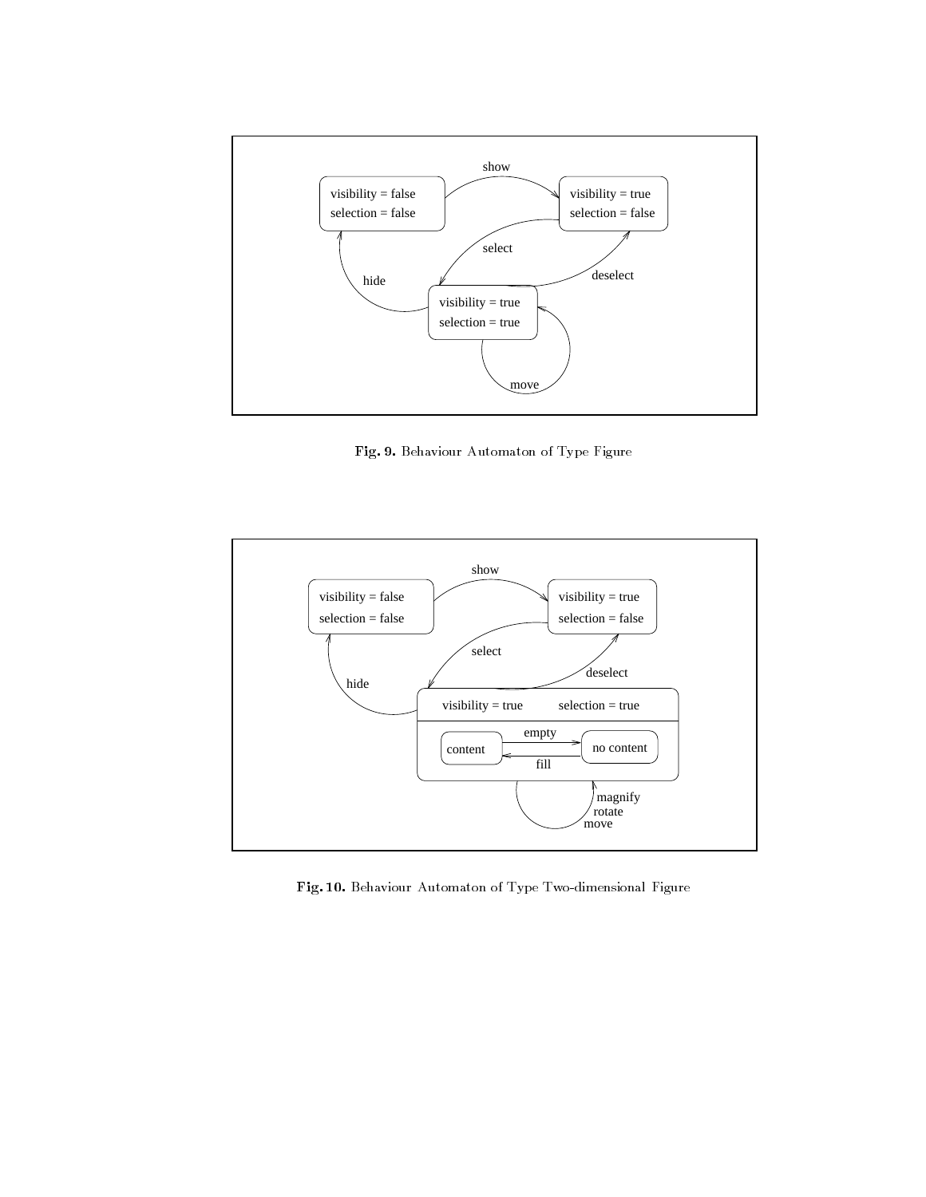**Fig. 9.** Behaviour Automaton of Type Figure

**Fig. 10.** Behaviour Automaton of Type Two-dimensional Figure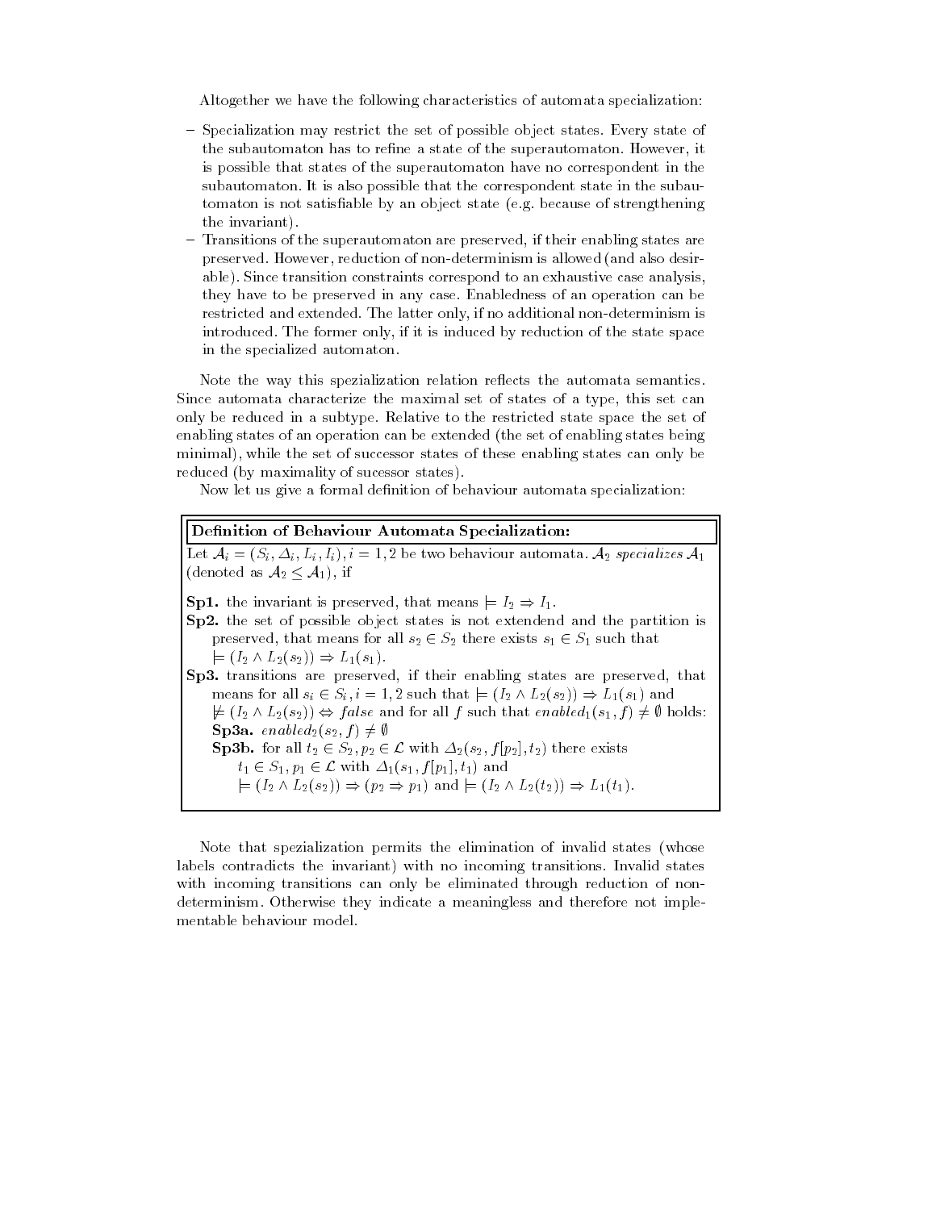Altogether we have the following characteristics of automata specialization:

- Specialization may restrict the set of possible object states. Every state of the subautomaton has to refine a state of the superautomaton. However, it is possible that states of the superautomaton have no correspondent in the subautomaton. It is also possible that the correspondent state in the subautomaton is not satisfiable by an object state (e.g. because of strengthening the invariant).
- Transitions of the superautomaton are preserved, if their enabling states are preserved. However, reduction of non-determinism is allowed (and also desirable). Since transition constraints correspond to an exhaustive case analysis, they have to be preserved in any case. Enabledness of an operation can be restricted and extended. The latter only, if no additional non-determinism is introduced. The former only, if it is induced by reduction of the state space in the specialized automaton.

Note the way this spezialization relation reflects the automata semantics. Since automata characterize the maximal set of states of a type, this set can only be reduced in a subtype. Relative to the restricted state space the set of enabling states of an operation can be extended (the set of enabling states being minimal), while the set of successor states of these enabling states can only be reduced (by maximality of sucessor states).

Now let us give a formal definition of behaviour automata specialization:

**Definition of Behaviour Automata Specialization:**

Let $\mathcal{A}_i = (S_i, \Delta_i, L_i, I_i), i = 1, 2$ be two behaviour automata. $\mathcal{A}_2$ *specializes* $\mathcal{A}_1$ (denoted as $\mathcal{A}_2 \leq \mathcal{A}_1$), if

**Sp1.** the invariant is preserved, that means $\models I_2 \Rightarrow I_1$.

**Sp2.** the set of possible object states is not extendend and the partition is preserved, that means for all $s_2 \in S_2$ there exists $s_1 \in S_1$ such that $\models (I_2 \wedge L_2(s_2)) \Rightarrow L_1(s_1)$.

**Sp3.** transitions are preserved, if their enabling states are preserved, that means for all $s_i \in S_i, i = 1, 2$ such that $\models (I_2 \wedge L_2(s_2)) \Rightarrow L_1(s_1)$ and $\not\models (I_2 \wedge L_2(s_2)) \Leftrightarrow false$ and for all $f$ such that $enabled_1(s_1, f) \neq \emptyset$ holds:

**Sp3a.** $enabled_2(s_2, f) \neq \emptyset$

**Sp3b.** for all $t_2 \in S_2, p_2 \in \mathcal{L}$ with $\Delta_2(s_2, f[p_2], t_2)$ there exists $t_1 \in S_1, p_1 \in \mathcal{L}$ with $\Delta_1(s_1, f[p_1], t_1)$ and $\models (I_2 \wedge L_2(s_2)) \Rightarrow (p_2 \Rightarrow p_1)$ and $\models (I_2 \wedge L_2(t_2)) \Rightarrow L_1(t_1)$.

Note that spezialization permits the elimination of invalid states (whose labels contradicts the invariant) with no incoming transitions. Invalid states with incoming transitions can only be eliminated through reduction of non-determinism. Otherwise they indicate a meaningless and therefore not implementable behaviour model.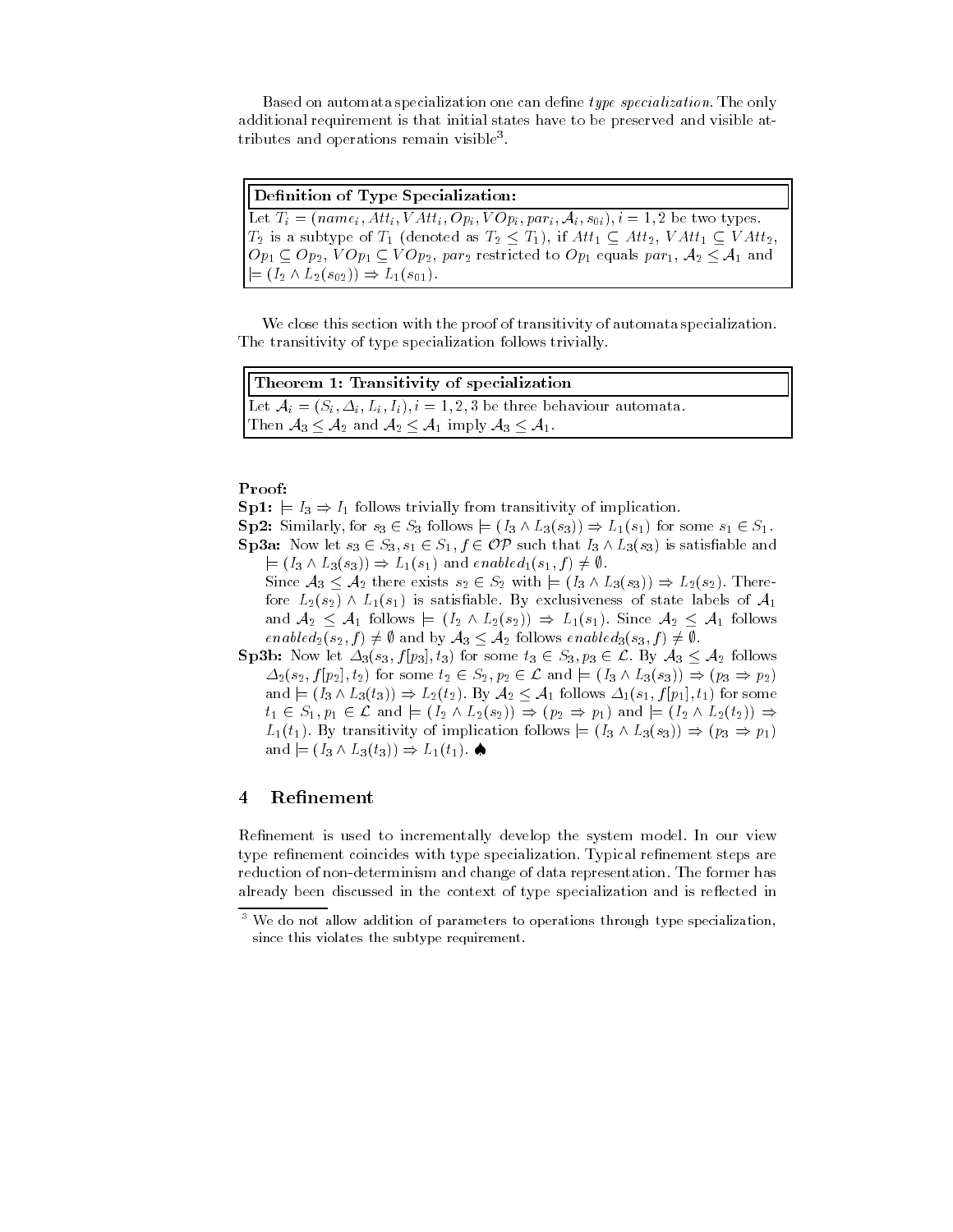Based on automata specialization one can define *type specialization*. The only additional requirement is that initial states have to be preserved and visible attributes and operations remain visible[3].

> **Definition of Type Specialization:**
>
> Let $T_i = (name_i, Att_i, VAtt_i, Op_i, VOp_i, par_i, \mathcal{A}_i, s_{0i}), i = 1, 2$ be two types. $T_2$ is a subtype of $T_1$ (denoted as $T_2 \leq T_1$), if $Att_1 \subseteq Att_2$, $VAtt_1 \subseteq VAtt_2$, $Op_1 \subseteq Op_2$, $VOp_1 \subseteq VOp_2$, $par_2$ restricted to $Op_1$ equals $par_1$, $\mathcal{A}_2 \leq \mathcal{A}_1$ and $\models (I_2 \wedge L_2(s_{02})) \Rightarrow L_1(s_{01})$.

We close this section with the proof of transitivity of automata specialization. The transitivity of type specialization follows trivially.

> **Theorem 1: Transitivity of specialization**
>
> Let $\mathcal{A}_i = (S_i, \Delta_i, L_i, I_i), i = 1, 2, 3$ be three behaviour automata. Then $\mathcal{A}_3 \leq \mathcal{A}_2$ and $\mathcal{A}_2 \leq \mathcal{A}_1$ imply $\mathcal{A}_3 \leq \mathcal{A}_1$.

**Proof:**

**Sp1:** $\models I_3 \Rightarrow I_1$ follows trivially from transitivity of implication.

**Sp2:** Similarly, for $s_3 \in S_3$ follows $\models (I_3 \wedge L_3(s_3)) \Rightarrow L_1(s_1)$ for some $s_1 \in S_1$.

**Sp3a:** Now let $s_3 \in S_3, s_1 \in S_1, f \in \mathcal{OP}$ such that $I_3 \wedge L_3(s_3)$ is satisfiable and $\models (I_3 \wedge L_3(s_3)) \Rightarrow L_1(s_1)$ and $enabled_1(s_1, f) \neq \emptyset$.
Since $\mathcal{A}_3 \leq \mathcal{A}_2$ there exists $s_2 \in S_2$ with $\models (I_3 \wedge L_3(s_3)) \Rightarrow L_2(s_2)$. Therefore $L_2(s_2) \wedge L_1(s_1)$ is satisfiable. By exclusiveness of state labels of $\mathcal{A}_1$ and $\mathcal{A}_2 \leq \mathcal{A}_1$ follows $\models (I_2 \wedge L_2(s_2)) \Rightarrow L_1(s_1)$. Since $\mathcal{A}_2 \leq \mathcal{A}_1$ follows $enabled_2(s_2, f) \neq \emptyset$ and by $\mathcal{A}_3 \leq \mathcal{A}_2$ follows $enabled_3(s_3, f) \neq \emptyset$.

**Sp3b:** Now let $\Delta_3(s_3, f[p_3], t_3)$ for some $t_3 \in S_3, p_3 \in \mathcal{L}$. By $\mathcal{A}_3 \leq \mathcal{A}_2$ follows $\Delta_2(s_2, f[p_2], t_2)$ for some $t_2 \in S_2, p_2 \in \mathcal{L}$ and $\models (I_3 \wedge L_3(s_3)) \Rightarrow (p_3 \Rightarrow p_2)$ and $\models (I_3 \wedge L_3(t_3)) \Rightarrow L_2(t_2)$. By $\mathcal{A}_2 \leq \mathcal{A}_1$ follows $\Delta_1(s_1, f[p_1], t_1)$ for some $t_1 \in S_1, p_1 \in \mathcal{L}$ and $\models (I_2 \wedge L_2(s_2)) \Rightarrow (p_2 \Rightarrow p_1)$ and $\models (I_2 \wedge L_2(t_2)) \Rightarrow L_1(t_1)$. By transitivity of implication follows $\models (I_3 \wedge L_3(s_3)) \Rightarrow (p_3 \Rightarrow p_1)$ and $\models (I_3 \wedge L_3(t_3)) \Rightarrow L_1(t_1)$. ♠

## 4 Refinement

Refinement is used to incrementally develop the system model. In our view type refinement coincides with type specialization. Typical refinement steps are reduction of non-determinism and change of data representation. The former has already been discussed in the context of type specialization and is reflected in

[3] We do not allow addition of parameters to operations through type specialization, since this violates the subtype requirement.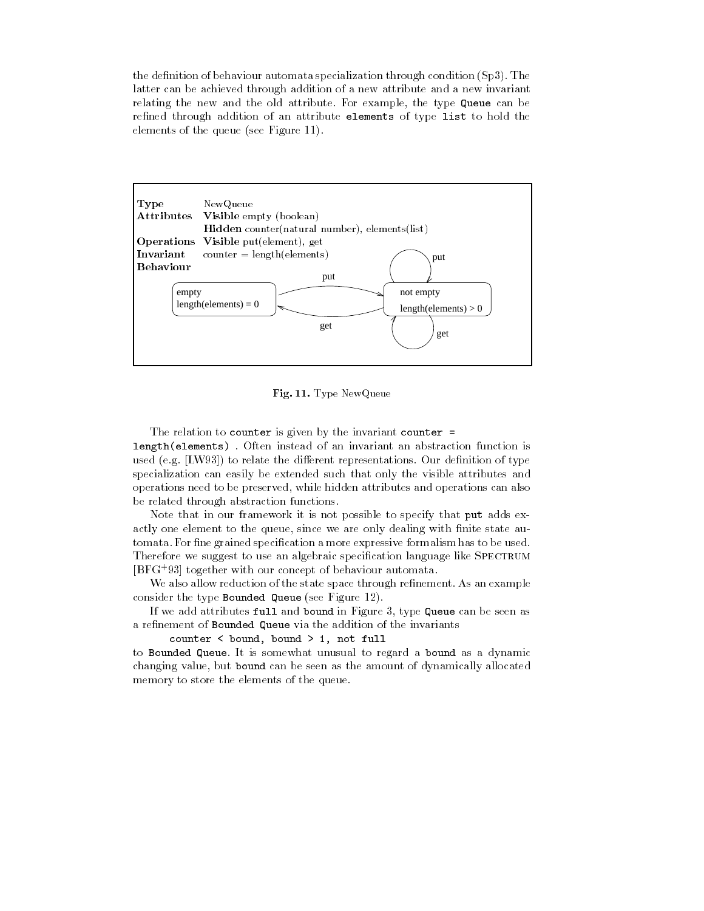the definition of behaviour automata specialization through condition (Sp3). The latter can be achieved through addition of a new attribute and a new invariant relating the new and the old attribute. For example, the type `Queue` can be refined through addition of an attribute `elements` of type `list` to hold the elements of the queue (see Figure 11).

| | |
|---|---|
| **Type** | NewQueue |
| **Attributes** | **Visible** empty (boolean) |
| | **Hidden** counter(natural number), elements(list) |
| **Operations** | **Visible** put(element), get |
| **Invariant** | counter = length(elements) |
| **Behaviour** | |

States: "empty, length(elements) = 0" and "not empty, length(elements) > 0". Transitions: put (empty → not empty), get (not empty → empty), put (not empty → not empty), get (not empty → not empty).

**Fig. 11.** Type NewQueue

The relation to `counter` is given by the invariant `counter = length(elements)` . Often instead of an invariant an abstraction function is used (e.g. [LW93]) to relate the different representations. Our definition of type specialization can easily be extended such that only the visible attributes and operations need to be preserved, while hidden attributes and operations can also be related through abstraction functions.

Note that in our framework it is not possible to specify that `put` adds exactly one element to the queue, since we are only dealing with finite state automata. For fine grained specification a more expressive formalism has to be used. Therefore we suggest to use an algebraic specification language like SPECTRUM [BFG[+]93] together with our concept of behaviour automata.

We also allow reduction of the state space through refinement. As an example consider the type `Bounded Queue` (see Figure 12).

If we add attributes `full` and `bound` in Figure 3, type `Queue` can be seen as a refinement of `Bounded Queue` via the addition of the invariants

`counter < bound, bound > 1, not full`

to `Bounded Queue`. It is somewhat unusual to regard a `bound` as a dynamic changing value, but `bound` can be seen as the amount of dynamically allocated memory to store the elements of the queue.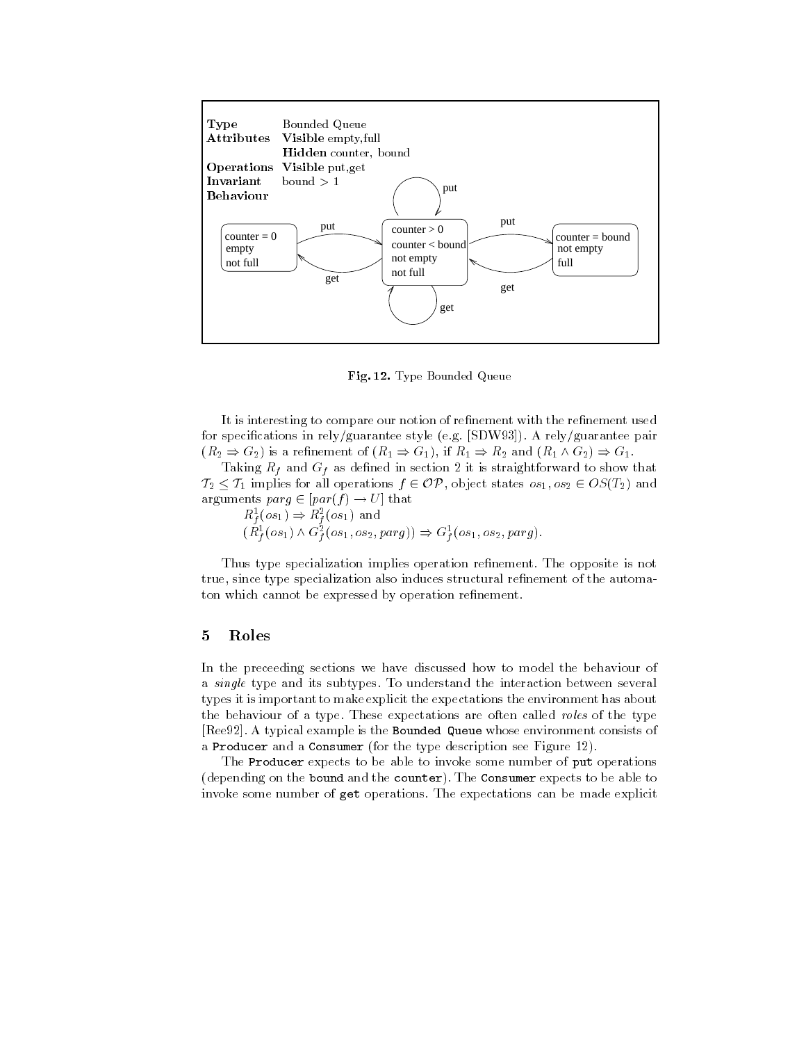| | |
|---|---|
| **Type** | Bounded Queue |
| **Attributes** | **Visible** empty,full |
| | **Hidden** counter, bound |
| **Operations** | **Visible** put,get |
| **Invariant** | bound > 1 |
| **Behaviour** | |

Fig. 12. Type Bounded Queue

It is interesting to compare our notion of refinement with the refinement used for specifications in rely/guarantee style (e.g. [SDW93]). A rely/guarantee pair $(R_2 \Rightarrow G_2)$ is a refinement of $(R_1 \Rightarrow G_1)$, if $R_1 \Rightarrow R_2$ and $(R_1 \wedge G_2) \Rightarrow G_1$.

Taking $R_f$ and $G_f$ as defined in section 2 it is straightforward to show that $\mathcal{T}_2 \leq \mathcal{T}_1$ implies for all operations $f \in \mathcal{OP}$, object states $os_1, os_2 \in OS(T_2)$ and arguments $parg \in [par(f) \rightarrow U]$ that

$R^1_f(os_1) \Rightarrow R^2_f(os_1)$ and

$(R^1_f(os_1) \wedge G^2_f(os_1, os_2, parg)) \Rightarrow G^1_f(os_1, os_2, parg)$.

Thus type specialization implies operation refinement. The opposite is not true, since type specialization also induces structural refinement of the automaton which cannot be expressed by operation refinement.

## 5 Roles

In the preceeding sections we have discussed how to model the behaviour of a *single* type and its subtypes. To understand the interaction between several types it is important to make explicit the expectations the environment has about the behaviour of a type. These expectations are often called *roles* of the type [Ree92]. A typical example is the `Bounded Queue` whose environment consists of a `Producer` and a `Consumer` (for the type description see Figure 12).

The `Producer` expects to be able to invoke some number of `put` operations (depending on the `bound` and the `counter`). The `Consumer` expects to be able to invoke some number of `get` operations. The expectations can be made explicit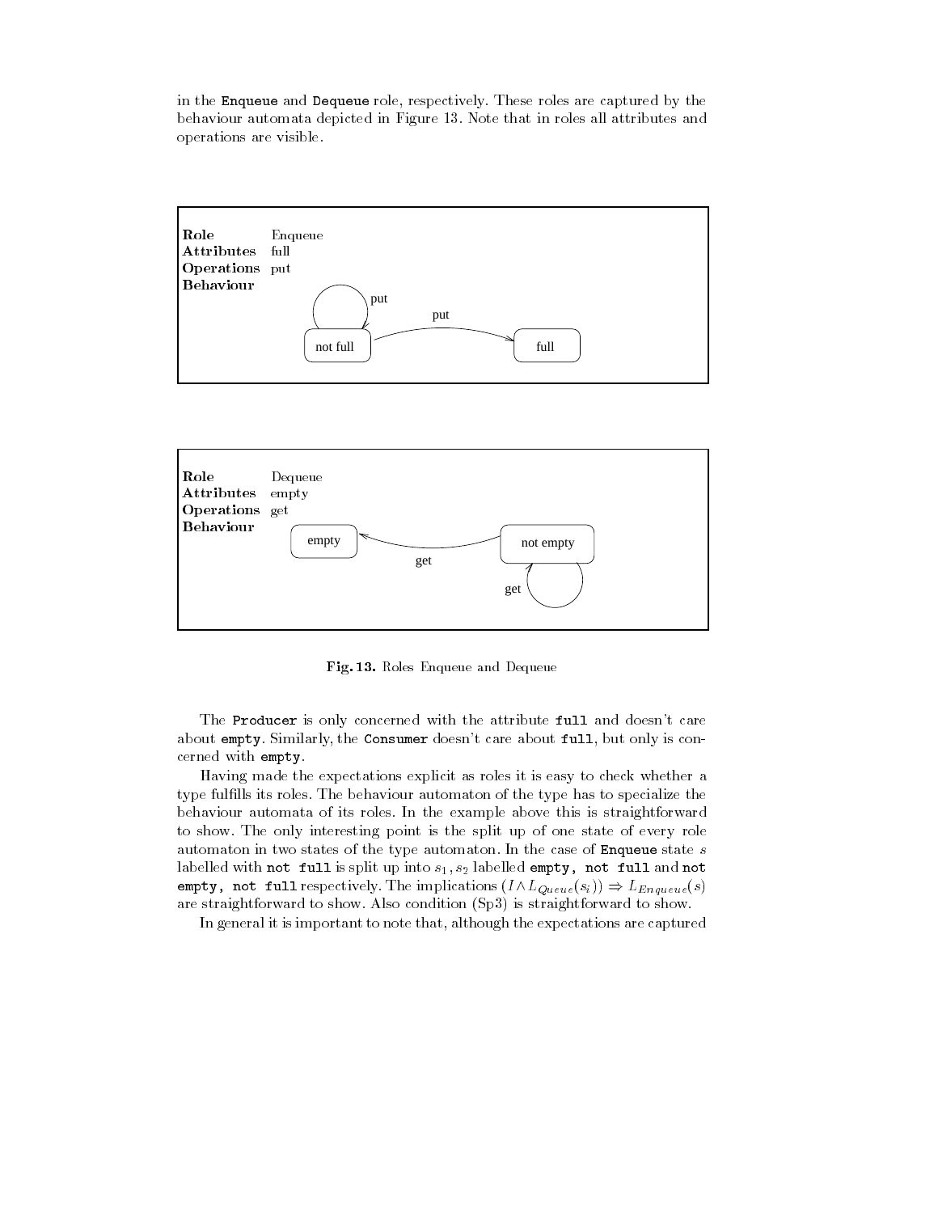in the `Enqueue` and `Dequeue` role, respectively. These roles are captured by the behaviour automata depicted in Figure 13. Note that in roles all attributes and operations are visible.

**Role** Enqueue
**Attributes** full
**Operations** put
**Behaviour**

**Role** Dequeue
**Attributes** empty
**Operations** get
**Behaviour**

**Fig. 13.** Roles Enqueue and Dequeue

The `Producer` is only concerned with the attribute `full` and doesn't care about `empty`. Similarly, the `Consumer` doesn't care about `full`, but only is concerned with `empty`.

Having made the expectations explicit as roles it is easy to check whether a type fulfills its roles. The behaviour automaton of the type has to specialize the behaviour automata of its roles. In the example above this is straightforward to show. The only interesting point is the split up of one state of every role automaton in two states of the type automaton. In the case of `Enqueue` state $s$ labelled with `not full` is split up into $s_1, s_2$ labelled `empty, not full` and `not empty, not full` respectively. The implications $(I \wedge L_{Queue}(s_i)) \Rightarrow L_{Enqueue}(s)$ are straightforward to show. Also condition (Sp3) is straightforward to show.

In general it is important to note that, although the expectations are captured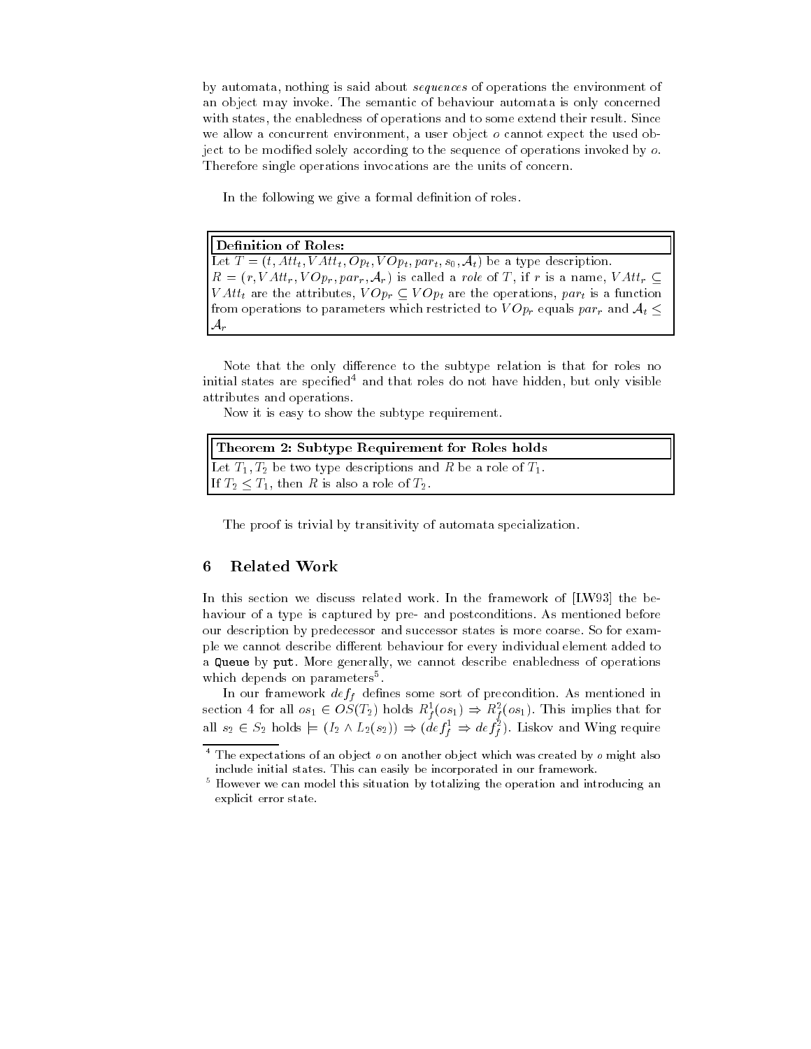by automata, nothing is said about *sequences* of operations the environment of an object may invoke. The semantic of behaviour automata is only concerned with states, the enabledness of operations and to some extend their result. Since we allow a concurrent environment, a user object $o$ cannot expect the used object to be modified solely according to the sequence of operations invoked by $o$. Therefore single operations invocations are the units of concern.

In the following we give a formal definition of roles.

**Definition of Roles:**

Let $T = (t, Att_t, VAtt_t, Op_t, VOp_t, par_t, s_0, \mathcal{A}_t)$ be a type description. $R = (r, VAtt_r, VOp_r, par_r, \mathcal{A}_r)$ is called a *role* of $T$, if $r$ is a name, $VAtt_r \subseteq VAtt_t$ are the attributes, $VOp_r \subseteq VOp_t$ are the operations, $par_t$ is a function from operations to parameters which restricted to $VOp_r$ equals $par_r$ and $\mathcal{A}_t \leq \mathcal{A}_r$

Note that the only difference to the subtype relation is that for roles no initial states are specified[4] and that roles do not have hidden, but only visible attributes and operations.

Now it is easy to show the subtype requirement.

**Theorem 2: Subtype Requirement for Roles holds**

Let $T_1, T_2$ be two type descriptions and $R$ be a role of $T_1$.
If $T_2 \leq T_1$, then $R$ is also a role of $T_2$.

The proof is trivial by transitivity of automata specialization.

## 6 Related Work

In this section we discuss related work. In the framework of [LW93] the behaviour of a type is captured by pre- and postconditions. As mentioned before our description by predecessor and successor states is more coarse. So for example we cannot describe different behaviour for every individual element added to a `Queue` by `put`. More generally, we cannot describe enabledness of operations which depends on parameters[5].

In our framework $def_f$ defines some sort of precondition. As mentioned in section 4 for all $os_1 \in OS(T_2)$ holds $R_f^1(os_1) \Rightarrow R_f^2(os_1)$. This implies that for all $s_2 \in S_2$ holds $\models (I_2 \wedge L_2(s_2)) \Rightarrow (def_f^1 \Rightarrow def_f^2)$. Liskov and Wing require

[4] The expectations of an object $o$ on another object which was created by $o$ might also include initial states. This can easily be incorporated in our framework.

[5] However we can model this situation by totalizing the operation and introducing an explicit error state.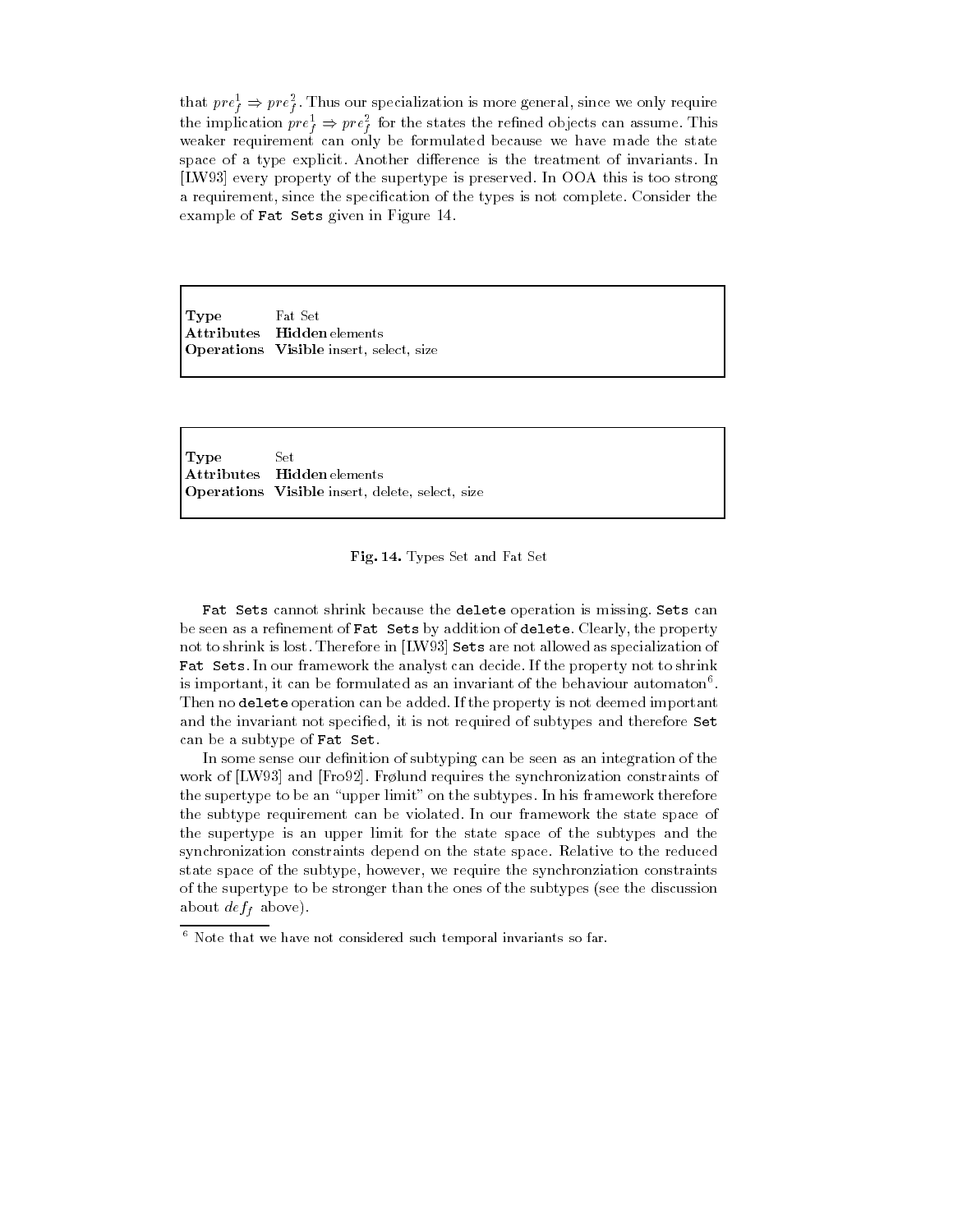that $pre^1_f \Rightarrow pre^2_f$. Thus our specialization is more general, since we only require the implication $pre^1_f \Rightarrow pre^2_f$ for the states the refined objects can assume. This weaker requirement can only be formulated because we have made the state space of a type explicit. Another difference is the treatment of invariants. In [LW93] every property of the supertype is preserved. In OOA this is too strong a requirement, since the specification of the types is not complete. Consider the example of `Fat Sets` given in Figure 14.

| | |
|---|---|
| **Type** | Fat Set |
| **Attributes** | **Hidden** elements |
| **Operations** | **Visible** insert, select, size |

| | |
|---|---|
| **Type** | Set |
| **Attributes** | **Hidden** elements |
| **Operations** | **Visible** insert, delete, select, size |

**Fig. 14.** Types Set and Fat Set

`Fat Sets` cannot shrink because the `delete` operation is missing. `Sets` can be seen as a refinement of `Fat Sets` by addition of `delete`. Clearly, the property not to shrink is lost. Therefore in [LW93] `Sets` are not allowed as specialization of `Fat Sets`. In our framework the analyst can decide. If the property not to shrink is important, it can be formulated as an invariant of the behaviour automaton[6]. Then no `delete` operation can be added. If the property is not deemed important and the invariant not specified, it is not required of subtypes and therefore `Set` can be a subtype of `Fat Set`.

In some sense our definition of subtyping can be seen as an integration of the work of [LW93] and [Fro92]. Frølund requires the synchronization constraints of the supertype to be an "upper limit" on the subtypes. In his framework therefore the subtype requirement can be violated. In our framework the state space of the supertype is an upper limit for the state space of the subtypes and the synchronization constraints depend on the state space. Relative to the reduced state space of the subtype, however, we require the synchronziation constraints of the supertype to be stronger than the ones of the subtypes (see the discussion about $def_f$ above).

[6] Note that we have not considered such temporal invariants so far.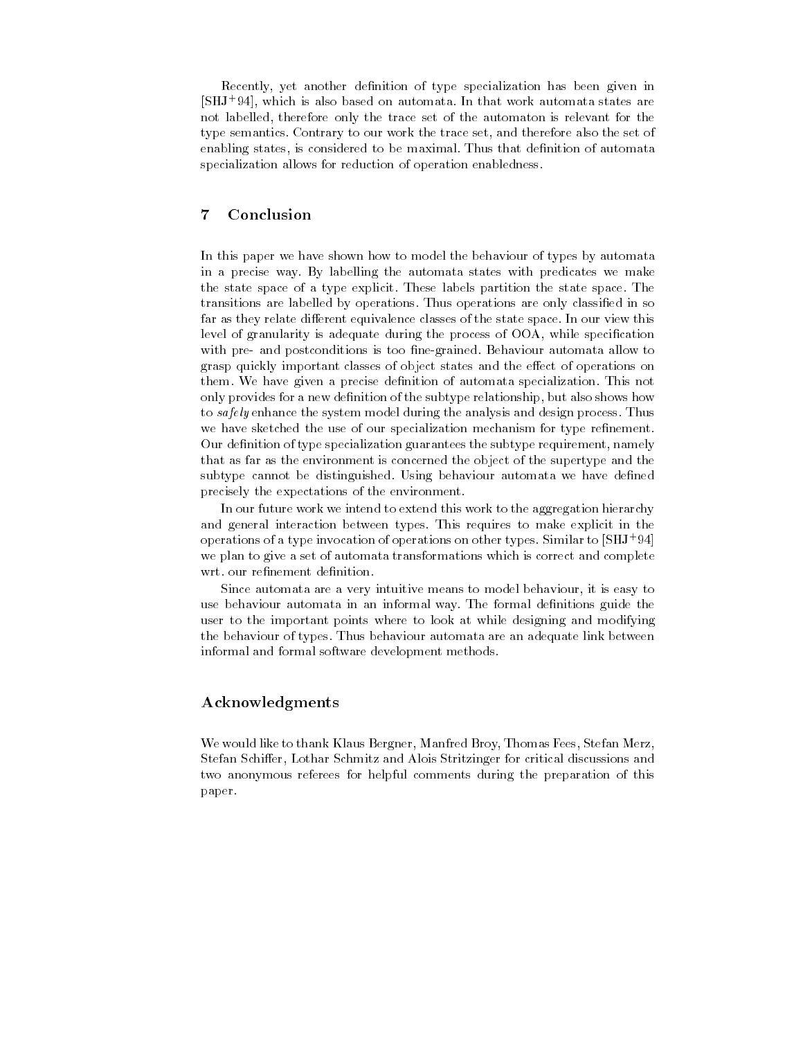Recently, yet another definition of type specialization has been given in [SHJ+94], which is also based on automata. In that work automata states are not labelled, therefore only the trace set of the automaton is relevant for the type semantics. Contrary to our work the trace set, and therefore also the set of enabling states, is considered to be maximal. Thus that definition of automata specialization allows for reduction of operation enabledness.

## 7 Conclusion

In this paper we have shown how to model the behaviour of types by automata in a precise way. By labelling the automata states with predicates we make the state space of a type explicit. These labels partition the state space. The transitions are labelled by operations. Thus operations are only classified in so far as they relate different equivalence classes of the state space. In our view this level of granularity is adequate during the process of OOA, while specification with pre- and postconditions is too fine-grained. Behaviour automata allow to grasp quickly important classes of object states and the effect of operations on them. We have given a precise definition of automata specialization. This not only provides for a new definition of the subtype relationship, but also shows how to *safely* enhance the system model during the analysis and design process. Thus we have sketched the use of our specialization mechanism for type refinement. Our definition of type specialization guarantees the subtype requirement, namely that as far as the environment is concerned the object of the supertype and the subtype cannot be distinguished. Using behaviour automata we have defined precisely the expectations of the environment.

In our future work we intend to extend this work to the aggregation hierarchy and general interaction between types. This requires to make explicit in the operations of a type invocation of operations on other types. Similar to [SHJ+94] we plan to give a set of automata transformations which is correct and complete wrt. our refinement definition.

Since automata are a very intuitive means to model behaviour, it is easy to use behaviour automata in an informal way. The formal definitions guide the user to the important points where to look at while designing and modifying the behaviour of types. Thus behaviour automata are an adequate link between informal and formal software development methods.

## Acknowledgments

We would like to thank Klaus Bergner, Manfred Broy, Thomas Fees, Stefan Merz, Stefan Schiffer, Lothar Schmitz and Alois Stritzinger for critical discussions and two anonymous referees for helpful comments during the preparation of this paper.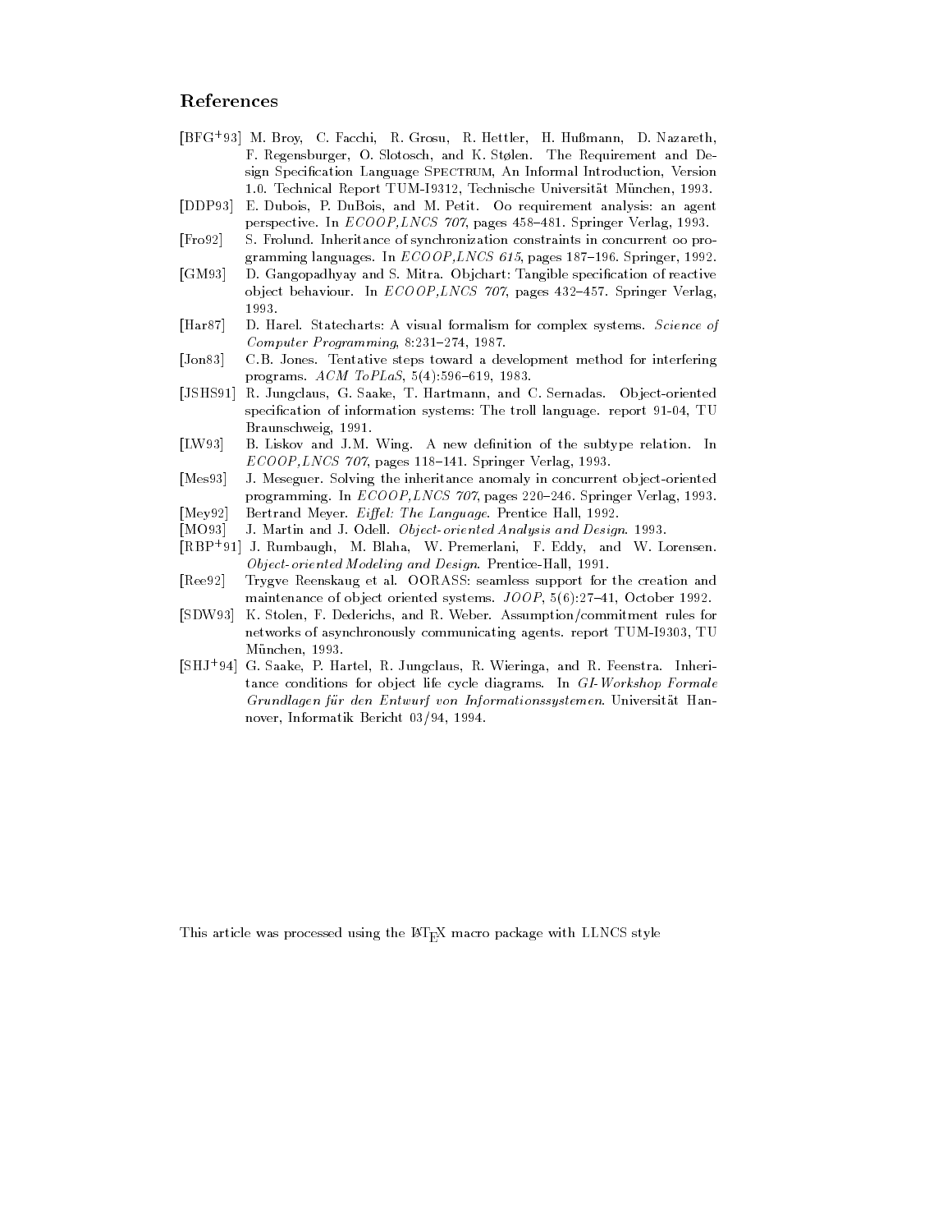## References

[BFG+93] M. Broy, C. Facchi, R. Grosu, R. Hettler, H. Hußmann, D. Nazareth, F. Regensburger, O. Slotosch, and K. Stølen. The Requirement and Design Specification Language Spectrum, An Informal Introduction, Version 1.0. Technical Report TUM-I9312, Technische Universität München, 1993.

[DDP93] E. Dubois, P. DuBois, and M. Petit. Oo requirement analysis: an agent perspective. In *ECOOP,LNCS 707*, pages 458–481. Springer Verlag, 1993.

[Fro92] S. Frolund. Inheritance of synchronization constraints in concurrent oo programming languages. In *ECOOP,LNCS 615*, pages 187–196. Springer, 1992.

[GM93] D. Gangopadhyay and S. Mitra. Objchart: Tangible specification of reactive object behaviour. In *ECOOP,LNCS 707*, pages 432–457. Springer Verlag, 1993.

[Har87] D. Harel. Statecharts: A visual formalism for complex systems. *Science of Computer Programming*, 8:231–274, 1987.

[Jon83] C.B. Jones. Tentative steps toward a development method for interfering programs. *ACM ToPLaS*, 5(4):596–619, 1983.

[JSHS91] R. Jungclaus, G. Saake, T. Hartmann, and C. Sernadas. Object-oriented specification of information systems: The troll language. report 91-04, TU Braunschweig, 1991.

[LW93] B. Liskov and J.M. Wing. A new definition of the subtype relation. In *ECOOP,LNCS 707*, pages 118–141. Springer Verlag, 1993.

[Mes93] J. Meseguer. Solving the inheritance anomaly in concurrent object-oriented programming. In *ECOOP,LNCS 707*, pages 220–246. Springer Verlag, 1993.

[Mey92] Bertrand Meyer. *Eiffel: The Language*. Prentice Hall, 1992.

[MO93] J. Martin and J. Odell. *Object-oriented Analysis and Design*. 1993.

[RBP+91] J. Rumbaugh, M. Blaha, W. Premerlani, F. Eddy, and W. Lorensen. *Object-oriented Modeling and Design*. Prentice-Hall, 1991.

[Ree92] Trygve Reenskaug et al. OORASS: seamless support for the creation and maintenance of object oriented systems. *JOOP*, 5(6):27–41, October 1992.

[SDW93] K. Stolen, F. Dederichs, and R. Weber. Assumption/commitment rules for networks of asynchronously communicating agents. report TUM-I9303, TU München, 1993.

[SHJ+94] G. Saake, P. Hartel, R. Jungclaus, R. Wieringa, and R. Feenstra. Inheritance conditions for object life cycle diagrams. In *GI-Workshop Formale Grundlagen für den Entwurf von Informationssystemen*. Universität Hannover, Informatik Bericht 03/94, 1994.

This article was processed using the LaTeX macro package with LLNCS style